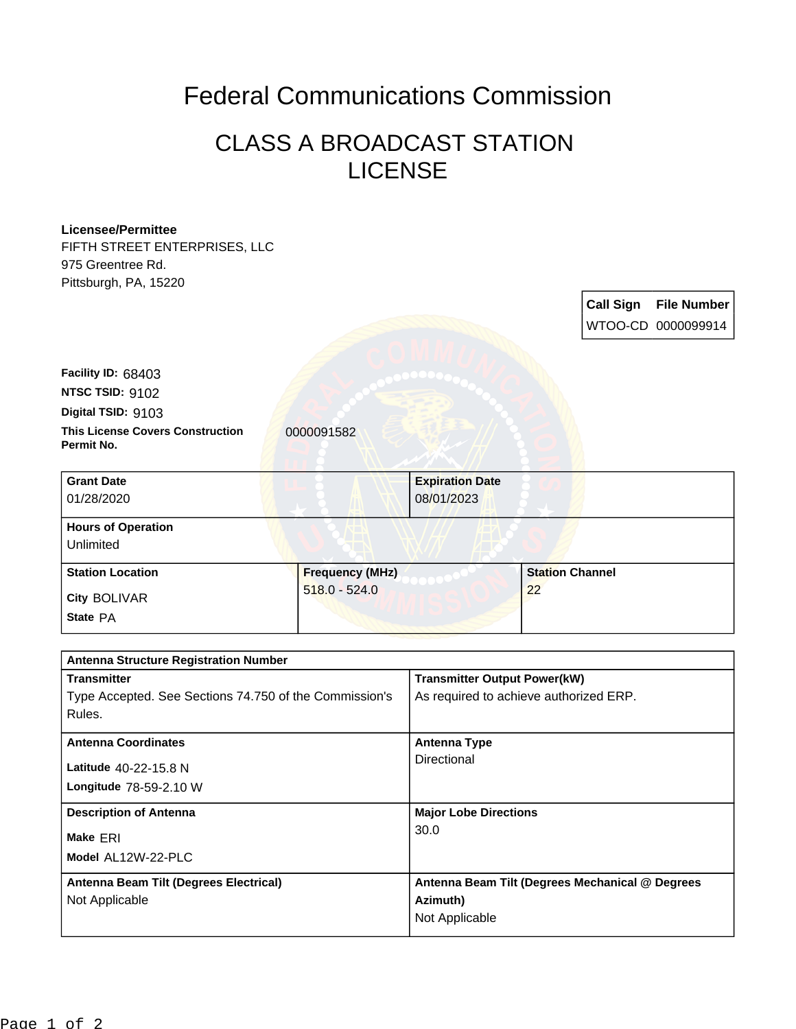# Federal Communications Commission

## CLASS A BROADCAST STATION LICENSE

**Licensee/Permittee**
FIFTH STREET ENTERPRISES, LLC
975 Greentree Rd.
Pittsburgh, PA, 15220

| Call Sign | File Number |
| --- | --- |
| WTOO-CD | 0000099914 |

**Facility ID:** 68403
**NTSC TSID:** 9102
**Digital TSID:** 9103
**This License Covers Construction Permit No.** 0000091582

| Grant Date | Expiration Date |
| --- | --- |
| 01/28/2020 | 08/01/2023 |

| Hours of Operation |
| --- |
| Unlimited |

| Station Location | Frequency (MHz) | Station Channel |
| --- | --- | --- |
| City BOLIVAR<br>State PA | 518.0 - 524.0 | 22 |

| Antenna Structure Registration Number | |
| --- | --- |
| **Transmitter**<br>Type Accepted. See Sections 74.750 of the Commission's Rules. | **Transmitter Output Power(kW)**<br>As required to achieve authorized ERP. |
| **Antenna Coordinates**<br>Latitude 40-22-15.8 N<br>Longitude 78-59-2.10 W | **Antenna Type**<br>Directional |
| **Description of Antenna**<br>Make ERI<br>Model AL12W-22-PLC | **Major Lobe Directions**<br>30.0 |
| **Antenna Beam Tilt (Degrees Electrical)**<br>Not Applicable | **Antenna Beam Tilt (Degrees Mechanical @ Degrees Azimuth)**<br>Not Applicable |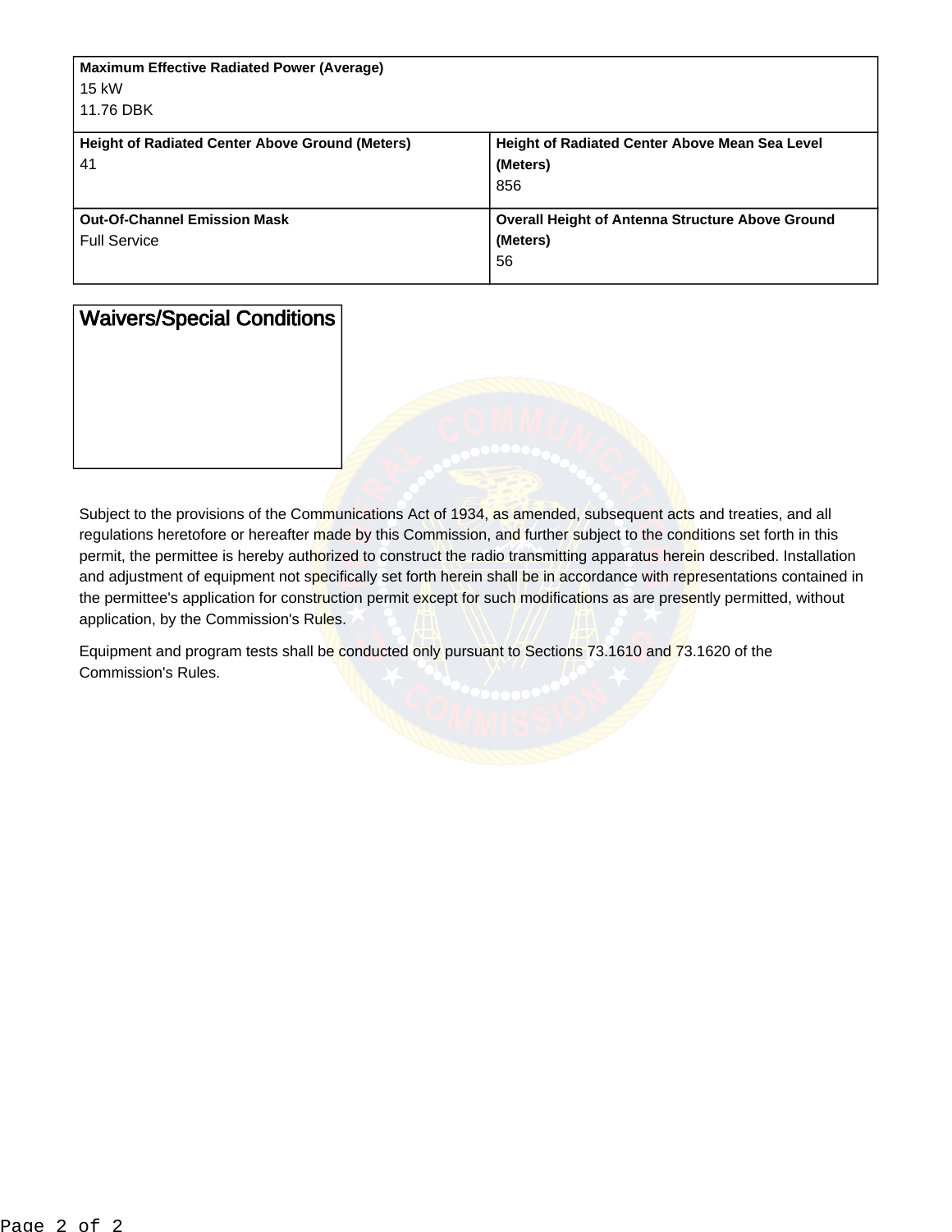| | |
|---|---|
| **Maximum Effective Radiated Power (Average)**<br>15 kW<br>11.76 DBK | |
| **Height of Radiated Center Above Ground (Meters)**<br>41 | **Height of Radiated Center Above Mean Sea Level (Meters)**<br>856 |
| **Out-Of-Channel Emission Mask**<br>Full Service | **Overall Height of Antenna Structure Above Ground (Meters)**<br>56 |

## Waivers/Special Conditions

Subject to the provisions of the Communications Act of 1934, as amended, subsequent acts and treaties, and all regulations heretofore or hereafter made by this Commission, and further subject to the conditions set forth in this permit, the permittee is hereby authorized to construct the radio transmitting apparatus herein described. Installation and adjustment of equipment not specifically set forth herein shall be in accordance with representations contained in the permittee's application for construction permit except for such modifications as are presently permitted, without application, by the Commission's Rules.

Equipment and program tests shall be conducted only pursuant to Sections 73.1610 and 73.1620 of the Commission's Rules.